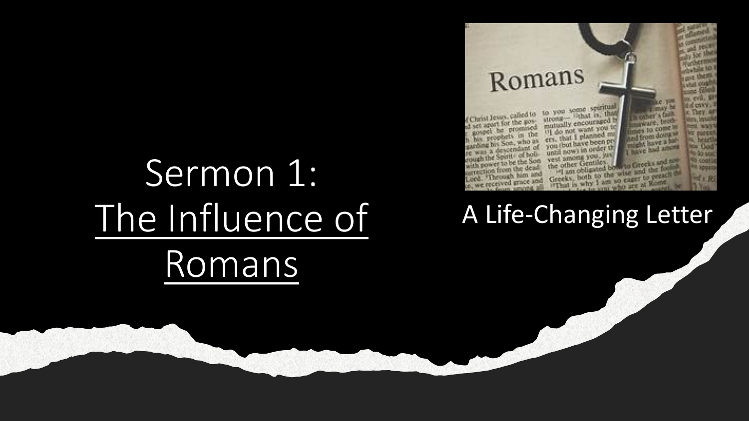# Sermon 1: The Influence of Romans

A Life-Changing Letter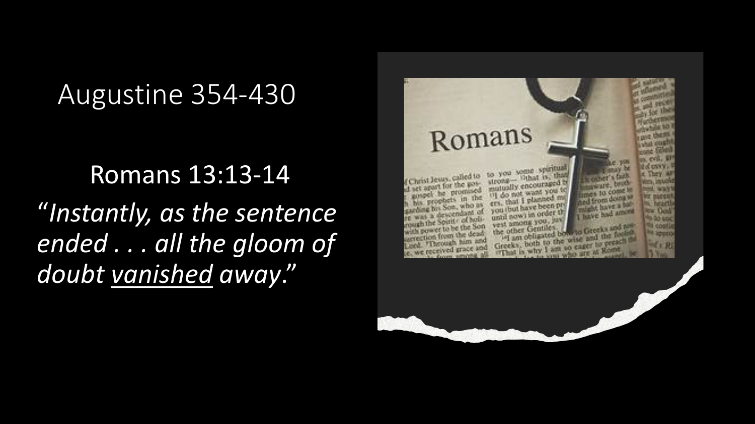## Augustine 354-430

Romans 13:13-14

"*Instantly, as the sentence ended . . . all the gloom of doubt <u>vanished</u> away*."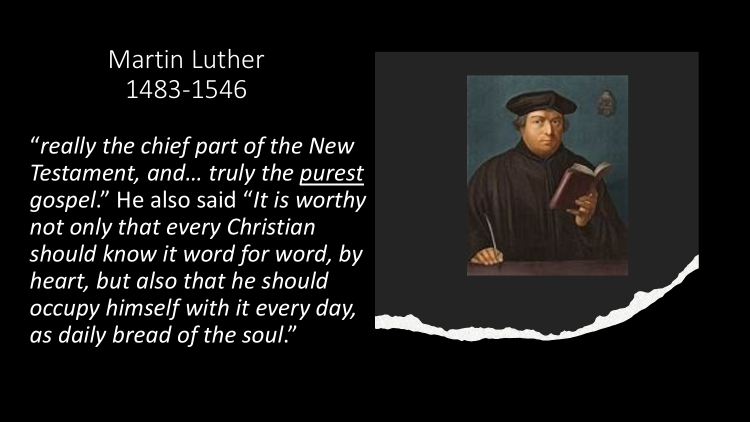# Martin Luther
1483-1546

"*really the chief part of the New Testament, and… truly the <u>purest</u> gospel*." He also said "*It is worthy not only that every Christian should know it word for word, by heart, but also that he should occupy himself with it every day, as daily bread of the soul*."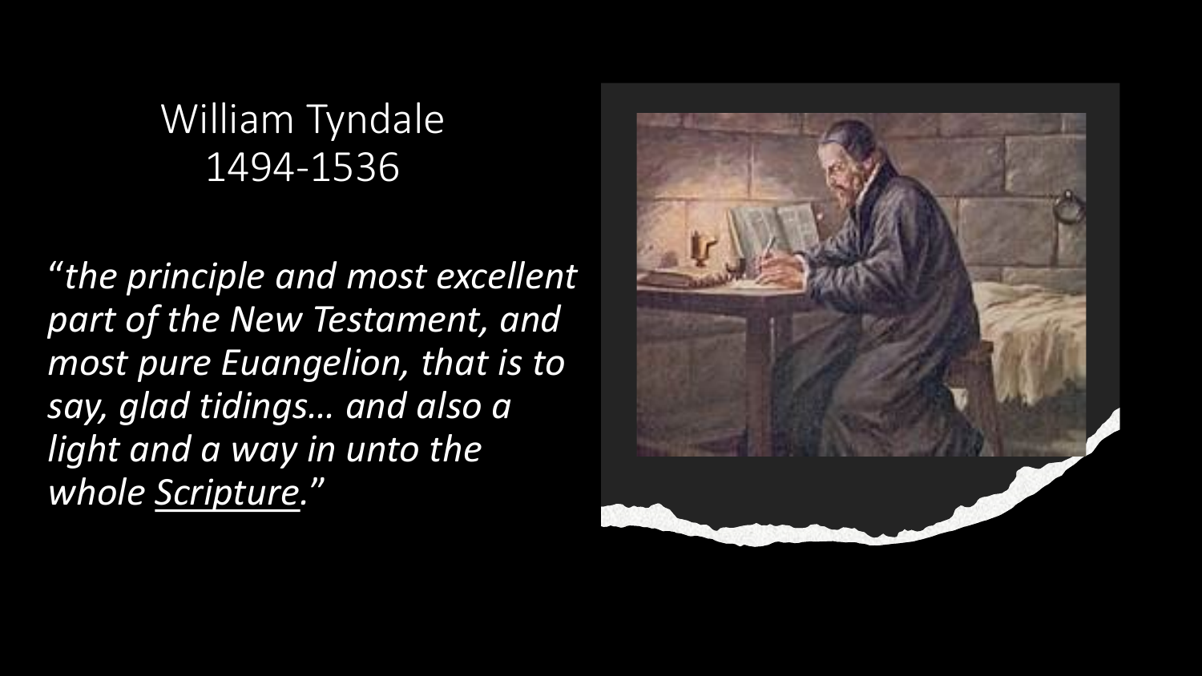# William Tyndale
## 1494-1536

*"the principle and most excellent part of the New Testament, and most pure Euangelion, that is to say, glad tidings… and also a light and a way in unto the whole Scripture."*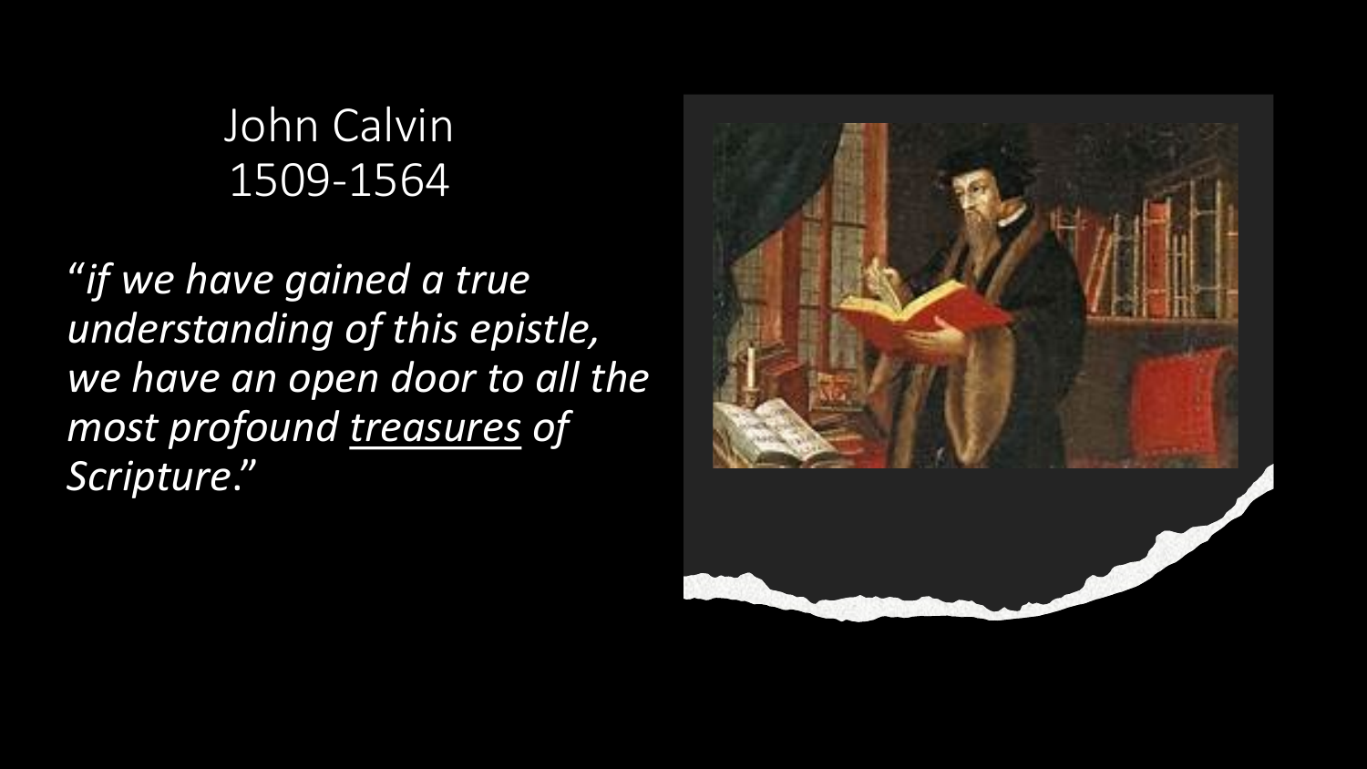John Calvin
1509-1564

"*if we have gained a true understanding of this epistle, we have an open door to all the most profound <u>treasures</u> of Scripture*."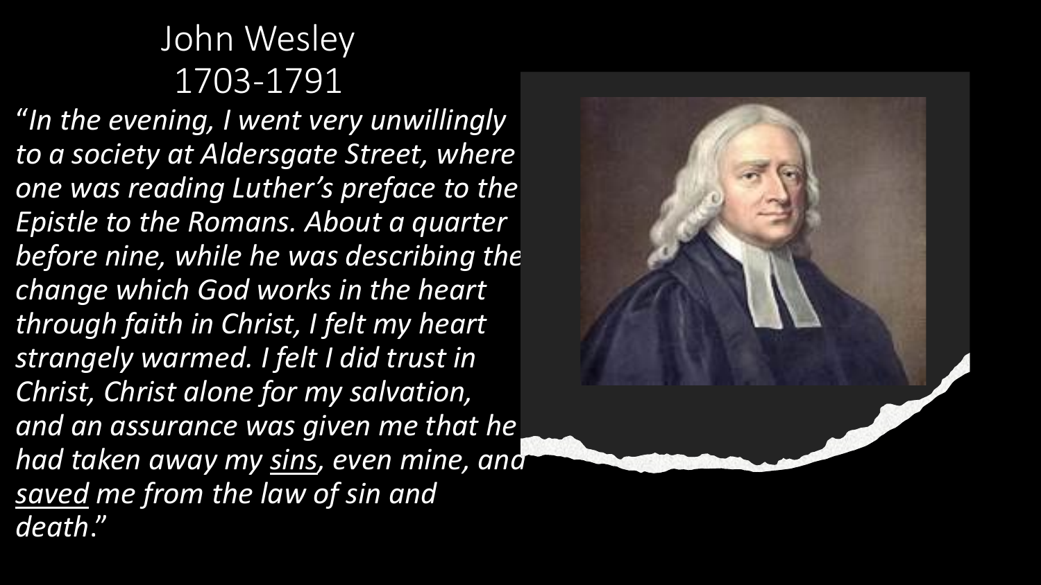# John Wesley
## 1703-1791

"*In the evening, I went very unwillingly to a society at Aldersgate Street, where one was reading Luther's preface to the Epistle to the Romans. About a quarter before nine, while he was describing the change which God works in the heart through faith in Christ, I felt my heart strangely warmed. I felt I did trust in Christ, Christ alone for my salvation, and an assurance was given me that he had taken away my <u>sins</u>, even mine, and <u>saved</u> me from the law of sin and death*."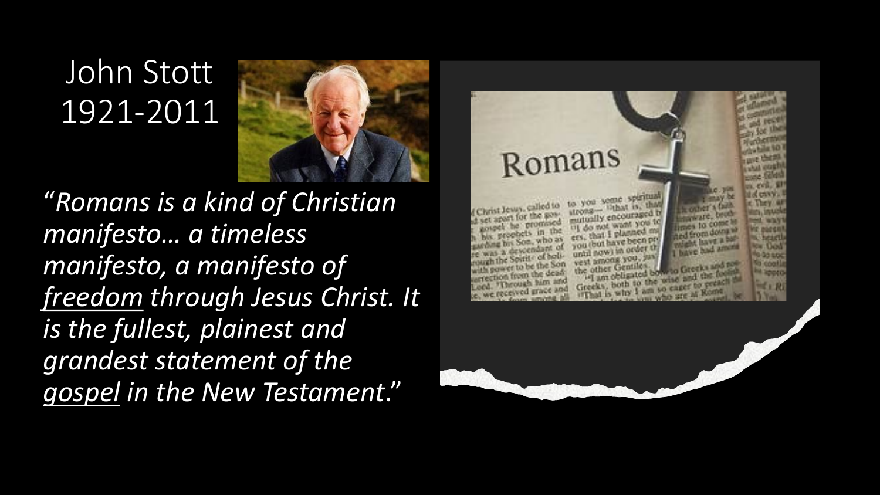# John Stott
1921-2011

*"Romans is a kind of Christian manifesto… a timeless manifesto, a manifesto of <u>freedom</u> through Jesus Christ. It is the fullest, plainest and grandest statement of the <u>gospel</u> in the New Testament."*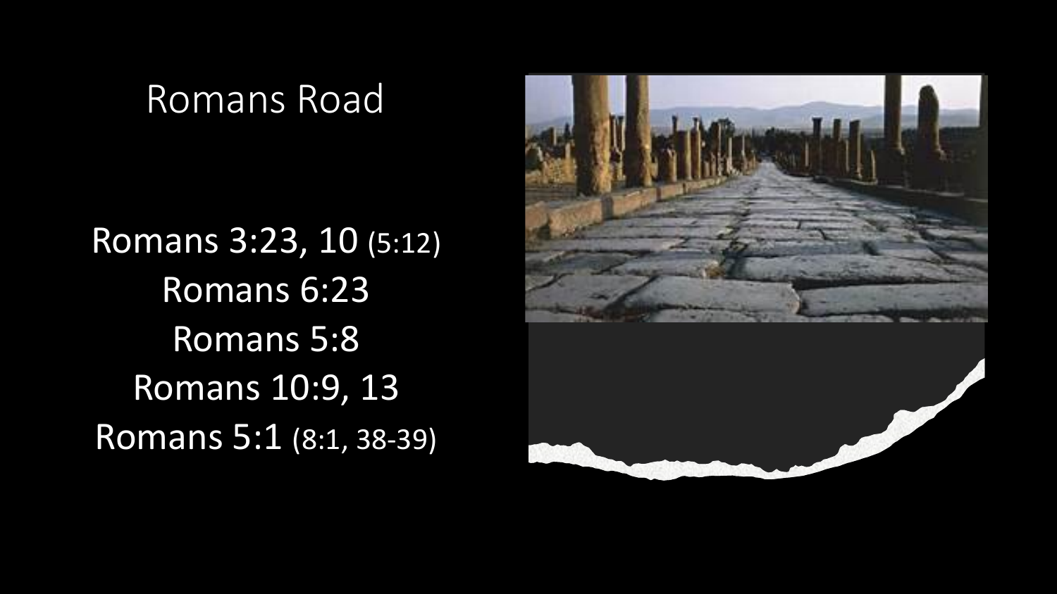# Romans Road

Romans 3:23, 10 (5:12)
Romans 6:23
Romans 5:8
Romans 10:9, 13
Romans 5:1 (8:1, 38-39)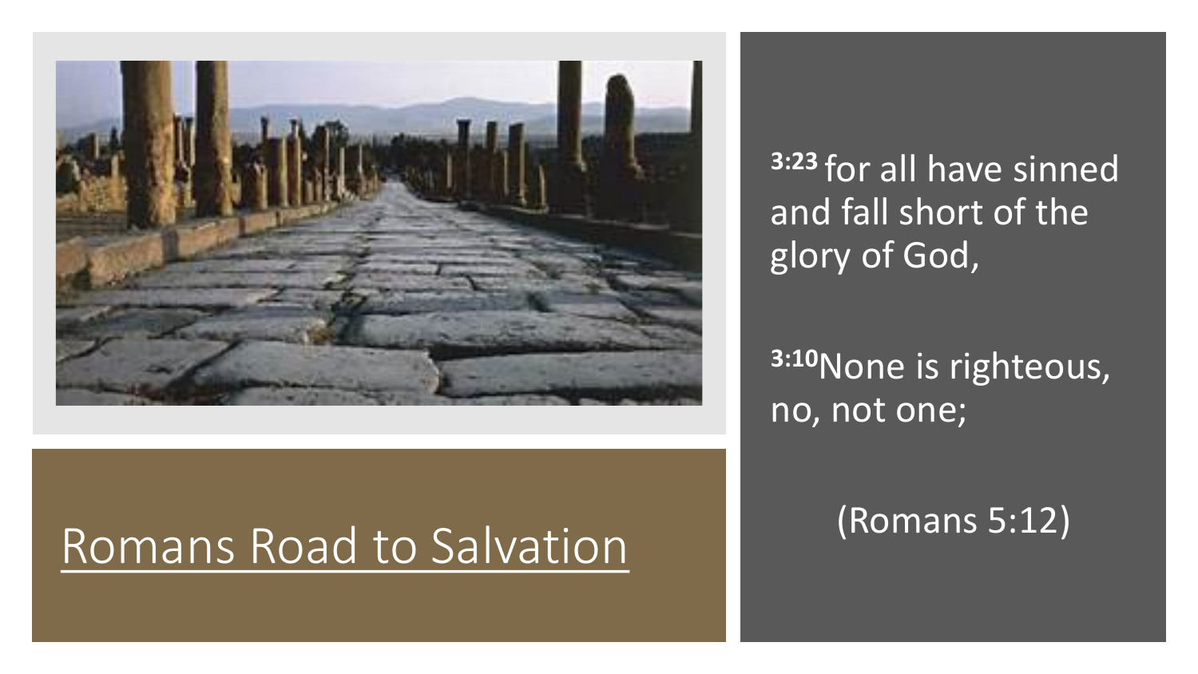# Romans Road to Salvation

[3:23] for all have sinned and fall short of the glory of God,

[3:10]None is righteous, no, not one;

(Romans 5:12)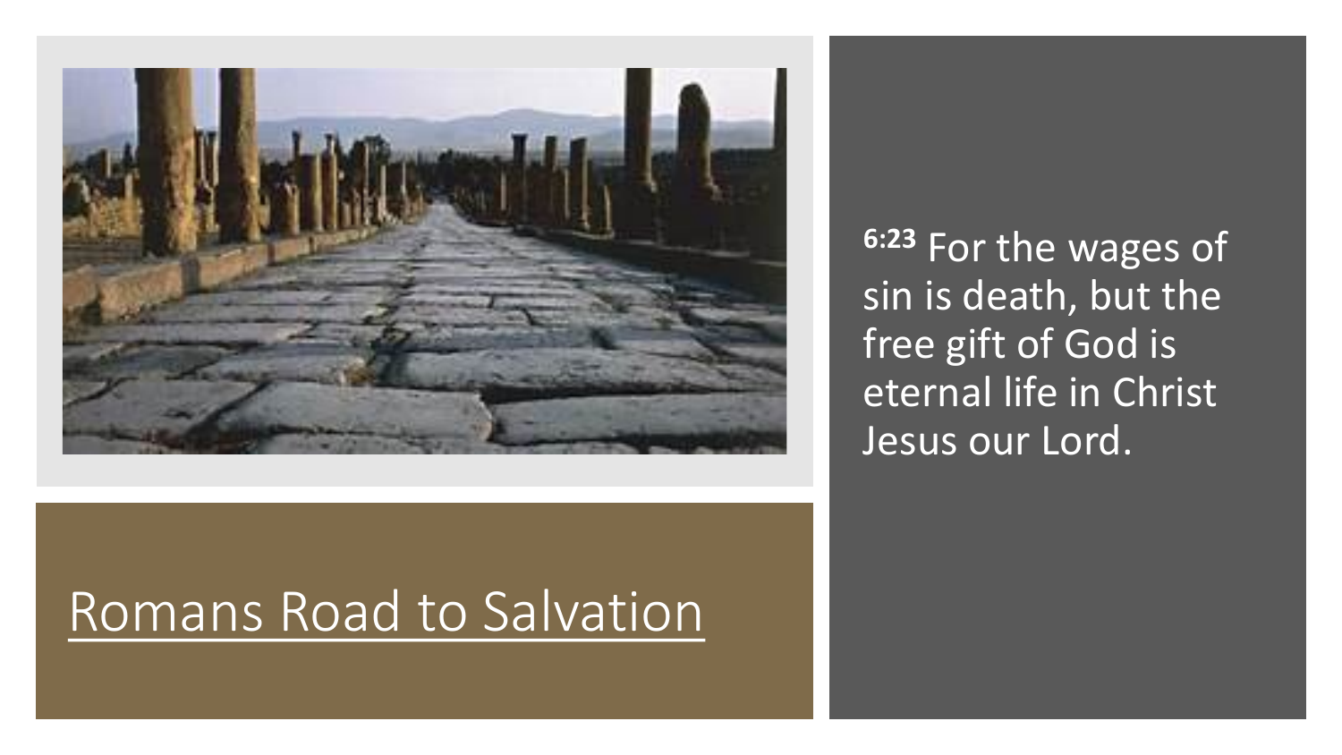# Romans Road to Salvation

**6:23** For the wages of sin is death, but the free gift of God is eternal life in Christ Jesus our Lord.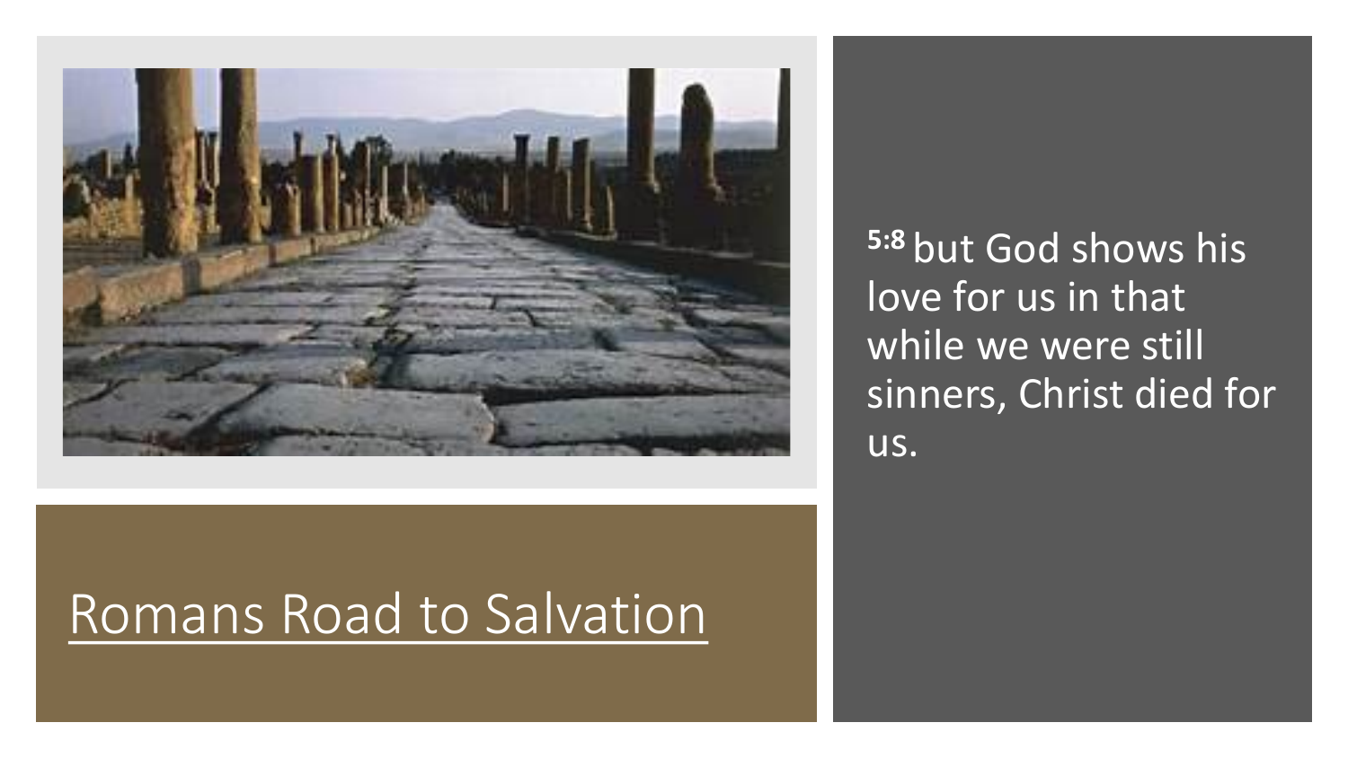[Romans Road to Salvation]

**5:8** but God shows his love for us in that while we were still sinners, Christ died for us.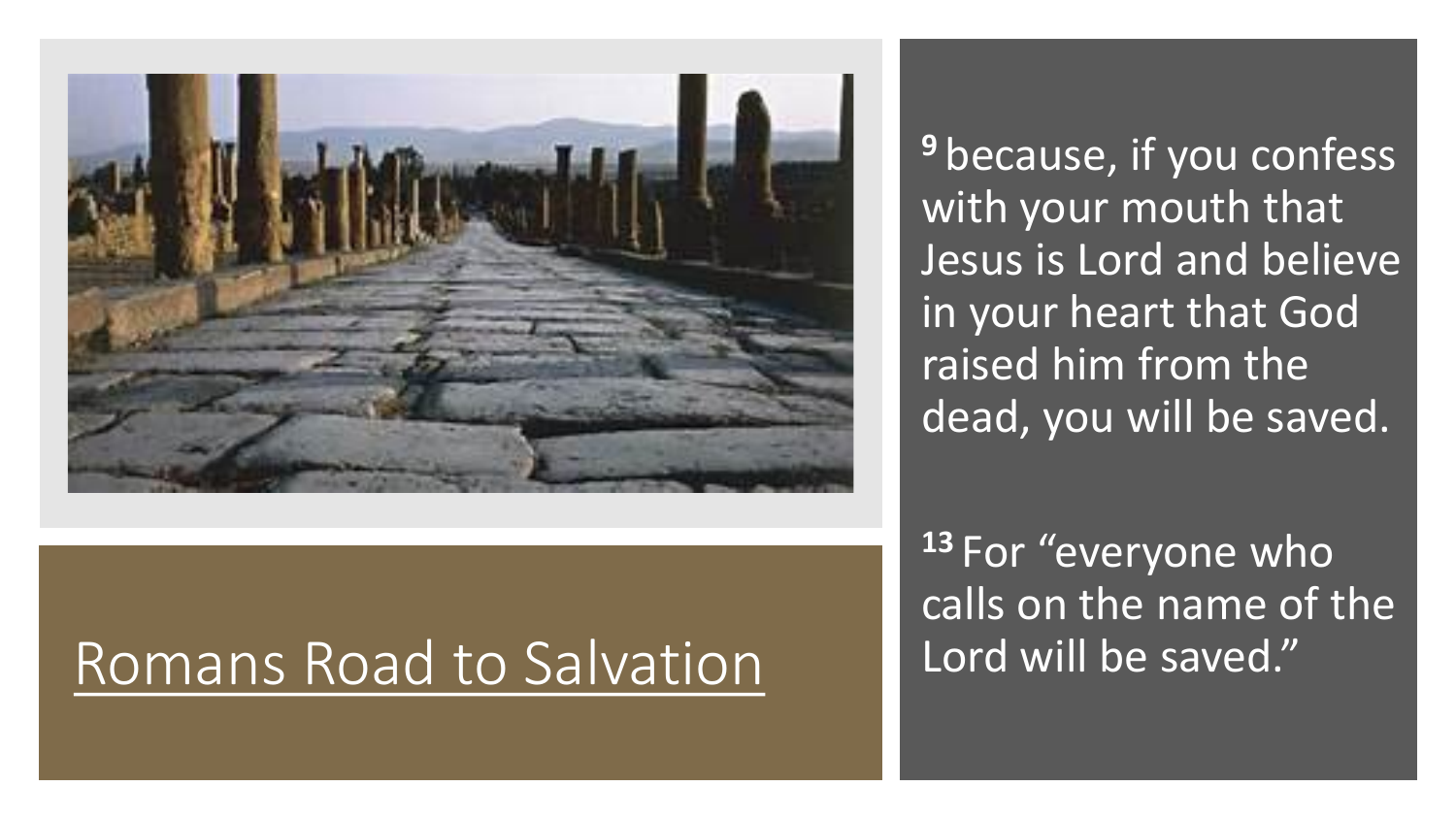# Romans Road to Salvation

[9] because, if you confess with your mouth that Jesus is Lord and believe in your heart that God raised him from the dead, you will be saved.

[13] For "everyone who calls on the name of the Lord will be saved."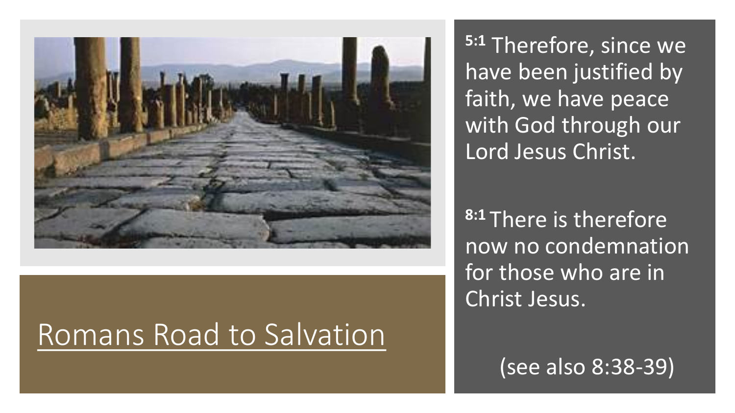# Romans Road to Salvation

**5:1** Therefore, since we have been justified by faith, we have peace with God through our Lord Jesus Christ.

**8:1** There is therefore now no condemnation for those who are in Christ Jesus.

(see also 8:38-39)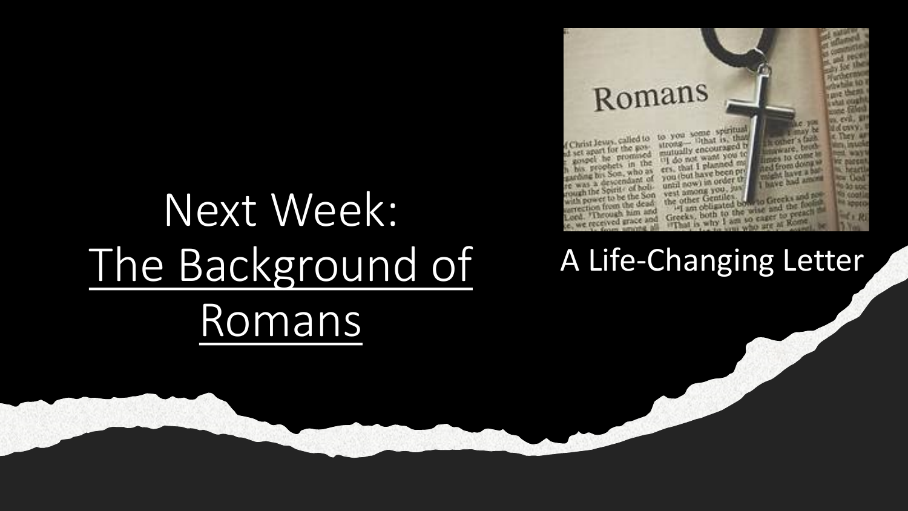# Next Week: The Background of Romans

A Life-Changing Letter